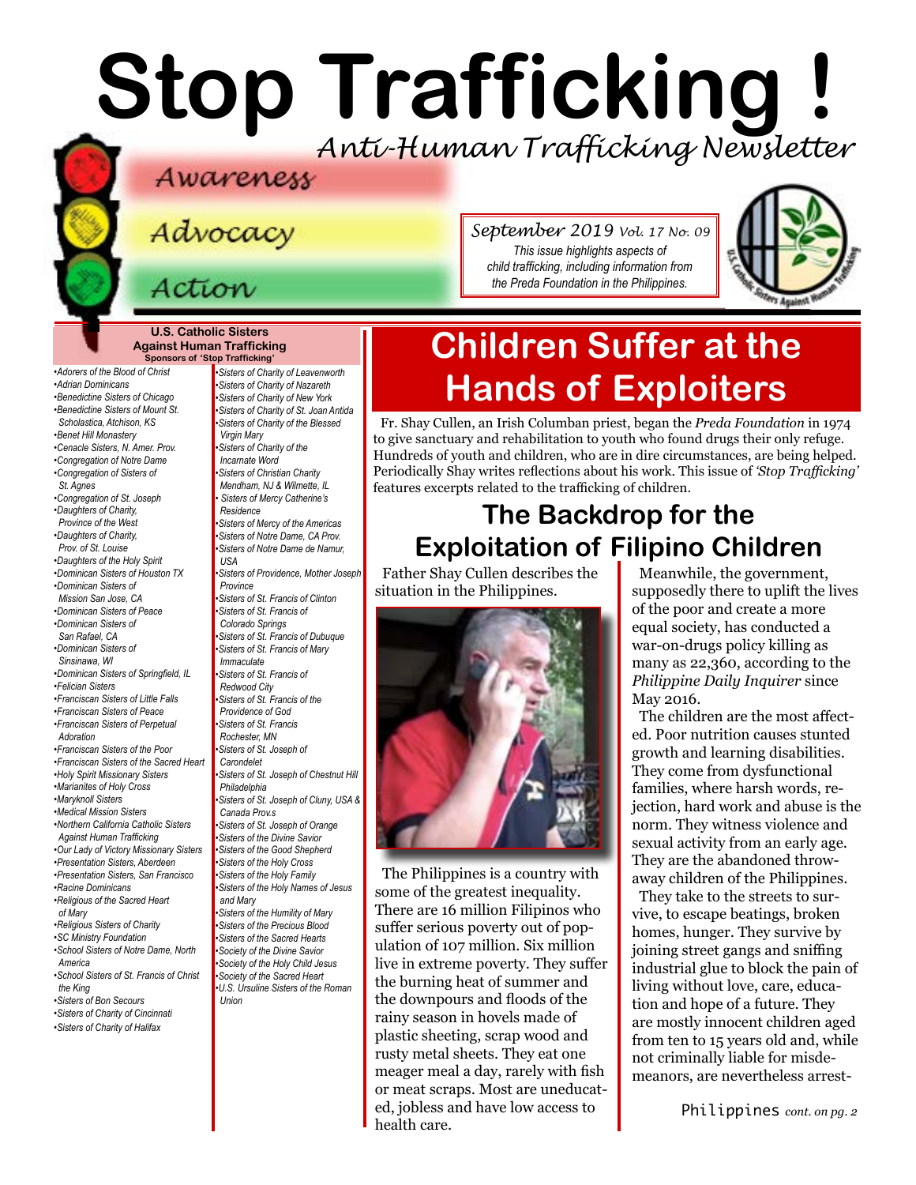# Stop Trafficking !

*Anti-Human Trafficking Newsletter*

Awareness

Advocacy

Action

*September 2019 Vol. 17 No. 09*

*This issue highlights aspects of child trafficking, including information from the Preda Foundation in the Philippines.*

**U.S. Catholic Sisters Against Human Trafficking**
**Sponsors of 'Stop Trafficking'**

- *Adorers of the Blood of Christ*
- *Adrian Dominicans*
- *Benedictine Sisters of Chicago*
- *Benedictine Sisters of Mount St. Scholastica, Atchison, KS*
- *Benet Hill Monastery*
- *Cenacle Sisters, N. Amer. Prov.*
- *Congregation of Notre Dame*
- *Congregation of Sisters of St. Agnes*
- *Congregation of St. Joseph*
- *Daughters of Charity, Province of the West*
- *Daughters of Charity, Prov. of St. Louise*
- *Daughters of the Holy Spirit*
- *Dominican Sisters of Houston TX*
- *Dominican Sisters of Mission San Jose, CA*
- *Dominican Sisters of Peace*
- *Dominican Sisters of San Rafael, CA*
- *Dominican Sisters of Sinsinawa, WI*
- *Dominican Sisters of Springfield, IL*
- *Felician Sisters*
- *Franciscan Sisters of Little Falls*
- *Franciscan Sisters of Peace*
- *Franciscan Sisters of Perpetual Adoration*
- *Franciscan Sisters of the Poor*
- *Franciscan Sisters of the Sacred Heart*
- *Holy Spirit Missionary Sisters*
- *Marianites of Holy Cross*
- *Maryknoll Sisters*
- *Medical Mission Sisters*
- *Northern California Catholic Sisters Against Human Trafficking*
- *Our Lady of Victory Missionary Sisters*
- *Presentation Sisters, Aberdeen*
- *Presentation Sisters, San Francisco*
- *Racine Dominicans*
- *Religious of the Sacred Heart of Mary*
- *Religious Sisters of Charity*
- *SC Ministry Foundation*
- *School Sisters of Notre Dame, North America*
- *School Sisters of St. Francis of Christ the King*
- *Sisters of Bon Secours*
- *Sisters of Charity of Cincinnati*
- *Sisters of Charity of Halifax*
- *Sisters of Charity of Leavenworth*
- *Sisters of Charity of Nazareth*
- *Sisters of Charity of New York*
- *Sisters of Charity of St. Joan Antida*
- *Sisters of Charity of the Blessed Virgin Mary*
- *Sisters of Charity of the Incarnate Word*
- *Sisters of Christian Charity Mendham, NJ & Wilmette, IL*
- *Sisters of Mercy Catherine's Residence*
- *Sisters of Mercy of the Americas*
- *Sisters of Notre Dame, CA Prov.*
- *Sisters of Notre Dame de Namur, USA*
- *Sisters of Providence, Mother Joseph Province*
- *Sisters of St. Francis of Clinton*
- *Sisters of St. Francis of Colorado Springs*
- *Sisters of St. Francis of Dubuque*
- *Sisters of St. Francis of Mary Immaculate*
- *Sisters of St. Francis of Redwood City*
- *Sisters of St. Francis of the Providence of God*
- *Sisters of St. Francis Rochester, MN*
- *Sisters of St. Joseph of Carondelet*
- *Sisters of St. Joseph of Chestnut Hill Philadelphia*
- *Sisters of St. Joseph of Cluny, USA & Canada Prov.s*
- *Sisters of St. Joseph of Orange*
- *Sisters of the Divine Savior*
- *Sisters of the Good Shepherd*
- *Sisters of the Holy Cross*
- *Sisters of the Holy Family*
- *Sisters of the Holy Names of Jesus and Mary*
- *Sisters of the Humility of Mary*
- *Sisters of the Precious Blood*
- *Sisters of the Sacred Hearts*
- *Society of the Divine Savior*
- *Society of the Holy Child Jesus*
- *Society of the Sacred Heart*
- *U.S. Ursuline Sisters of the Roman Union*

# Children Suffer at the Hands of Exploiters

Fr. Shay Cullen, an Irish Columban priest, began the *Preda Foundation* in 1974 to give sanctuary and rehabilitation to youth who found drugs their only refuge. Hundreds of youth and children, who are in dire circumstances, are being helped. Periodically Shay writes reflections about his work. This issue of *'Stop Trafficking'* features excerpts related to the trafficking of children.

## The Backdrop for the Exploitation of Filipino Children

Father Shay Cullen describes the situation in the Philippines.

The Philippines is a country with some of the greatest inequality. There are 16 million Filipinos who suffer serious poverty out of population of 107 million. Six million live in extreme poverty. They suffer the burning heat of summer and the downpours and floods of the rainy season in hovels made of plastic sheeting, scrap wood and rusty metal sheets. They eat one meager meal a day, rarely with fish or meat scraps. Most are uneducated, jobless and have low access to health care.

Meanwhile, the government, supposedly there to uplift the lives of the poor and create a more equal society, has conducted a war-on-drugs policy killing as many as 22,360, according to the *Philippine Daily Inquirer* since May 2016.

The children are the most affected. Poor nutrition causes stunted growth and learning disabilities. They come from dysfunctional families, where harsh words, rejection, hard work and abuse is the norm. They witness violence and sexual activity from an early age. They are the abandoned throw-away children of the Philippines.

They take to the streets to survive, to escape beatings, broken homes, hunger. They survive by joining street gangs and sniffing industrial glue to block the pain of living without love, care, education and hope of a future. They are mostly innocent children aged from ten to 15 years old and, while not criminally liable for misdemeanors, are nevertheless arrest-

Philippines *cont. on pg. 2*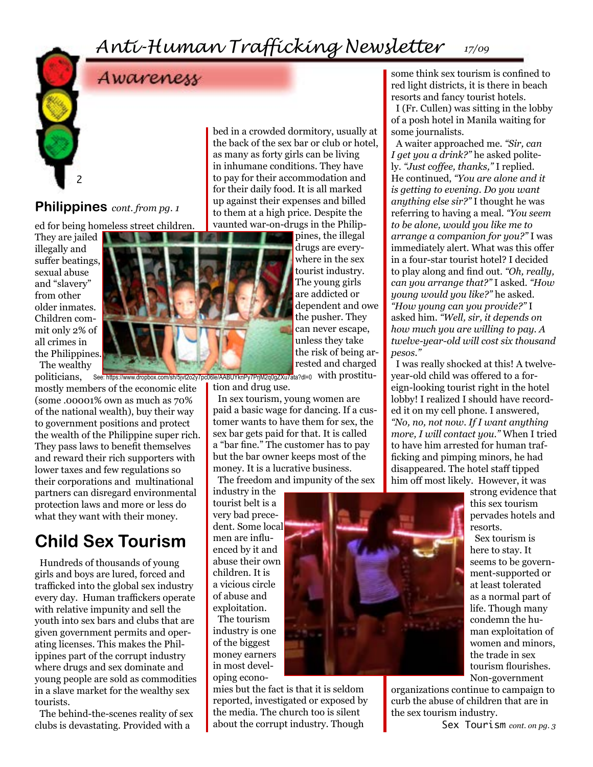# Awareness

## Philippines *cont. from pg. 1*

ed for being homeless street children. They are jailed illegally and suffer beatings, sexual abuse and "slavery" from other older inmates. Children commit only 2% of all crimes in the Philippines.

The wealthy politicians, mostly members of the economic elite (some .00001% own as much as 70% of the national wealth), buy their way to government positions and protect the wealth of the Philippine super rich. They pass laws to benefit themselves and reward their rich supporters with lower taxes and few regulations so their corporations and multinational partners can disregard environmental protection laws and more or less do what they want with their money.

See: https://www.dropbox.com/sh/5jvt2o2y7pc06le/AABUYknPy7PrjM2q0gZXu7ata?dl=0

## Child Sex Tourism

Hundreds of thousands of young girls and boys are lured, forced and trafficked into the global sex industry every day. Human traffickers operate with relative impunity and sell the youth into sex bars and clubs that are given government permits and operating licenses. This makes the Philippines part of the corrupt industry where drugs and sex dominate and young people are sold as commodities in a slave market for the wealthy sex tourists.

The behind-the-scenes reality of sex clubs is devastating. Provided with a bed in a crowded dormitory, usually at the back of the sex bar or club or hotel, as many as forty girls can be living in inhumane conditions. They have to pay for their accommodation and for their daily food. It is all marked up against their expenses and billed to them at a high price. Despite the vaunted war-on-drugs in the Philippines, the illegal drugs are everywhere in the sex tourist industry. The young girls are addicted or dependent and owe the pusher. They can never escape, unless they take the risk of being arrested and charged with prostitution and drug use.

In sex tourism, young women are paid a basic wage for dancing. If a customer wants to have them for sex, the sex bar gets paid for that. It is called a "bar fine." The customer has to pay but the bar owner keeps most of the money. It is a lucrative business.

The freedom and impunity of the sex industry in the tourist belt is a very bad precedent. Some local men are influenced by it and abuse their own children. It is a vicious circle of abuse and exploitation.

The tourism industry is one of the biggest money earners in most developing economies but the fact is that it is seldom reported, investigated or exposed by the media. The church too is silent about the corrupt industry. Though some think sex tourism is confined to red light districts, it is there in beach resorts and fancy tourist hotels.

I (Fr. Cullen) was sitting in the lobby of a posh hotel in Manila waiting for some journalists.

A waiter approached me. *"Sir, can I get you a drink?"* he asked politely. *"Just coffee, thanks,"* I replied. He continued, *"You are alone and it is getting to evening. Do you want anything else sir?"* I thought he was referring to having a meal. *"You seem to be alone, would you like me to arrange a companion for you?"* I was immediately alert. What was this offer in a four-star tourist hotel? I decided to play along and find out. *"Oh, really, can you arrange that?"* I asked. *"How young would you like?"* he asked. *"How young can you provide?"* I asked him. *"Well, sir, it depends on how much you are willing to pay. A twelve-year-old will cost six thousand pesos."*

I was really shocked at this! A twelve-year-old child was offered to a foreign-looking tourist right in the hotel lobby! I realized I should have recorded it on my cell phone. I answered, *"No, no, not now. If I want anything more, I will contact you."* When I tried to have him arrested for human trafficking and pimping minors, he had disappeared. The hotel staff tipped him off most likely. However, it was strong evidence that this sex tourism pervades hotels and resorts.

Sex tourism is here to stay. It seems to be government-supported or at least tolerated as a normal part of life. Though many condemn the human exploitation of women and minors, the trade in sex tourism flourishes. Non-government organizations continue to campaign to curb the abuse of children that are in the sex tourism industry.

Sex Tourism *cont. on pg. 3*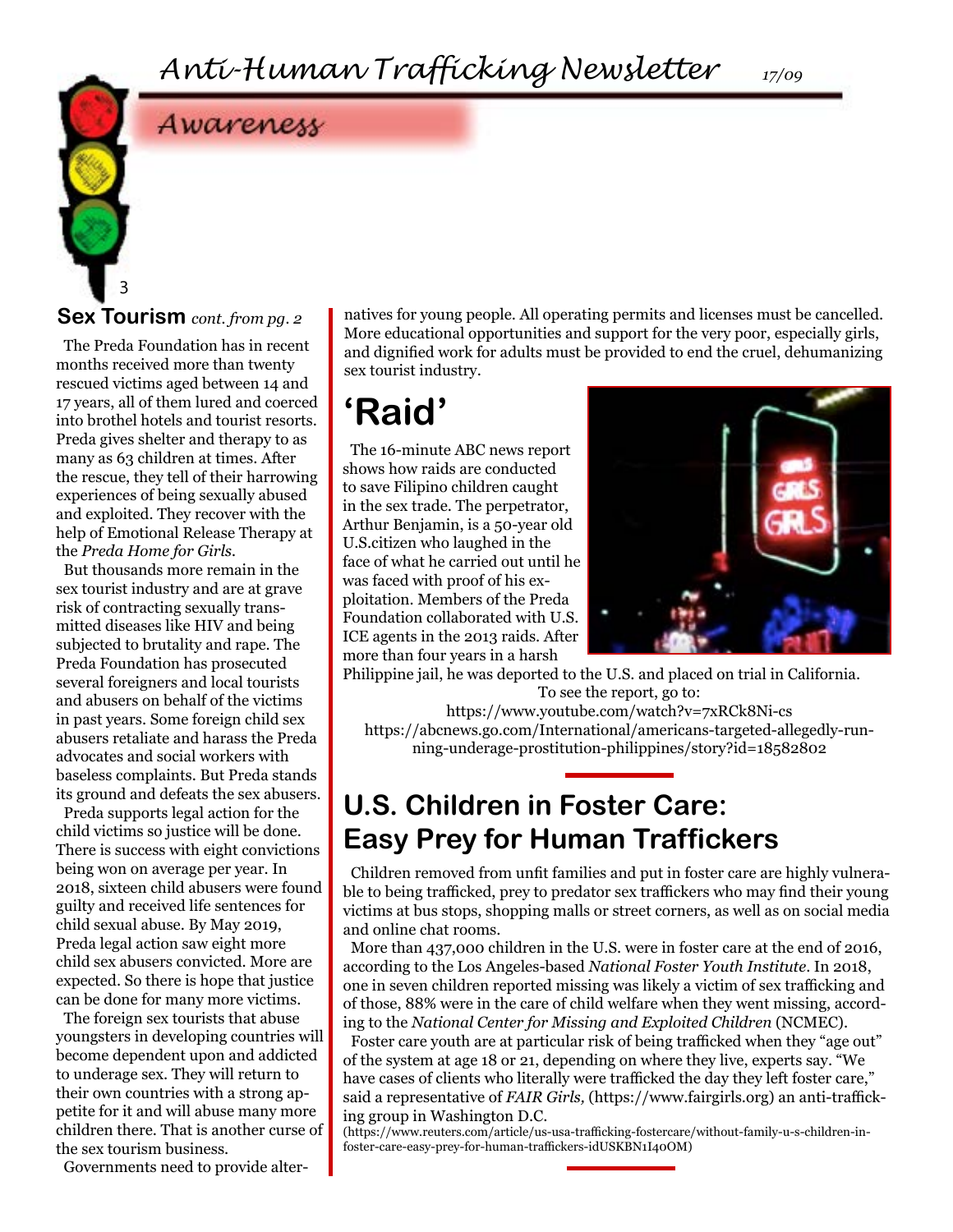## Awareness

### Sex Tourism *cont. from pg. 2*

The Preda Foundation has in recent months received more than twenty rescued victims aged between 14 and 17 years, all of them lured and coerced into brothel hotels and tourist resorts. Preda gives shelter and therapy to as many as 63 children at times. After the rescue, they tell of their harrowing experiences of being sexually abused and exploited. They recover with the help of Emotional Release Therapy at the *Preda Home for Girls*.

But thousands more remain in the sex tourist industry and are at grave risk of contracting sexually transmitted diseases like HIV and being subjected to brutality and rape. The Preda Foundation has prosecuted several foreigners and local tourists and abusers on behalf of the victims in past years. Some foreign child sex abusers retaliate and harass the Preda advocates and social workers with baseless complaints. But Preda stands its ground and defeats the sex abusers.

Preda supports legal action for the child victims so justice will be done. There is success with eight convictions being won on average per year. In 2018, sixteen child abusers were found guilty and received life sentences for child sexual abuse. By May 2019, Preda legal action saw eight more child sex abusers convicted. More are expected. So there is hope that justice can be done for many more victims.

The foreign sex tourists that abuse youngsters in developing countries will become dependent upon and addicted to underage sex. They will return to their own countries with a strong appetite for it and will abuse many more children there. That is another curse of the sex tourism business.

Governments need to provide alternatives for young people. All operating permits and licenses must be cancelled. More educational opportunities and support for the very poor, especially girls, and dignified work for adults must be provided to end the cruel, dehumanizing sex tourist industry.

## 'Raid'

The 16-minute ABC news report shows how raids are conducted to save Filipino children caught in the sex trade. The perpetrator, Arthur Benjamin, is a 50-year old U.S.citizen who laughed in the face of what he carried out until he was faced with proof of his exploitation. Members of the Preda Foundation collaborated with U.S. ICE agents in the 2013 raids. After more than four years in a harsh Philippine jail, he was deported to the U.S. and placed on trial in California.

To see the report, go to:

https://www.youtube.com/watch?v=7xRCk8Ni-cs

https://abcnews.go.com/International/americans-targeted-allegedly-running-underage-prostitution-philippines/story?id=18582802

## U.S. Children in Foster Care: Easy Prey for Human Traffickers

Children removed from unfit families and put in foster care are highly vulnerable to being trafficked, prey to predator sex traffickers who may find their young victims at bus stops, shopping malls or street corners, as well as on social media and online chat rooms.

More than 437,000 children in the U.S. were in foster care at the end of 2016, according to the Los Angeles-based *National Foster Youth Institute*. In 2018, one in seven children reported missing was likely a victim of sex trafficking and of those, 88% were in the care of child welfare when they went missing, according to the *National Center for Missing and Exploited Children* (NCMEC).

Foster care youth are at particular risk of being trafficked when they "age out" of the system at age 18 or 21, depending on where they live, experts say. "We have cases of clients who literally were trafficked the day they left foster care," said a representative of *FAIR Girls,* (https://www.fairgirls.org) an anti-trafficking group in Washington D.C.

(https://www.reuters.com/article/us-usa-trafficking-fostercare/without-family-u-s-children-in-foster-care-easy-prey-for-human-traffickers-idUSKBN1I40OM)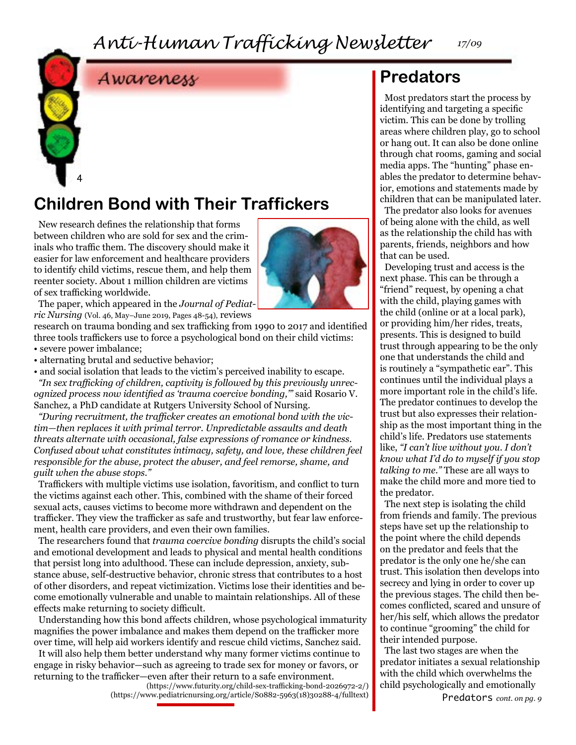## Awareness

# Children Bond with Their Traffickers

New research defines the relationship that forms between children who are sold for sex and the criminals who traffic them. The discovery should make it easier for law enforcement and healthcare providers to identify child victims, rescue them, and help them reenter society. About 1 million children are victims of sex trafficking worldwide.

The paper, which appeared in the *Journal of Pediatric Nursing* (Vol. 46, May–June 2019, Pages 48-54), reviews research on trauma bonding and sex trafficking from 1990 to 2017 and identified three tools traffickers use to force a psychological bond on their child victims:

- severe power imbalance;
- alternating brutal and seductive behavior;
- and social isolation that leads to the victim's perceived inability to escape.

*"In sex trafficking of children, captivity is followed by this previously unrecognized process now identified as 'trauma coercive bonding,'"* said Rosario V. Sanchez, a PhD candidate at Rutgers University School of Nursing.

*"During recruitment, the trafficker creates an emotional bond with the victim—then replaces it with primal terror. Unpredictable assaults and death threats alternate with occasional, false expressions of romance or kindness. Confused about what constitutes intimacy, safety, and love, these children feel responsible for the abuse, protect the abuser, and feel remorse, shame, and guilt when the abuse stops."*

Traffickers with multiple victims use isolation, favoritism, and conflict to turn the victims against each other. This, combined with the shame of their forced sexual acts, causes victims to become more withdrawn and dependent on the trafficker. They view the trafficker as safe and trustworthy, but fear law enforcement, health care providers, and even their own families.

The researchers found that *trauma coercive bonding* disrupts the child's social and emotional development and leads to physical and mental health conditions that persist long into adulthood. These can include depression, anxiety, substance abuse, self-destructive behavior, chronic stress that contributes to a host of other disorders, and repeat victimization. Victims lose their identities and become emotionally vulnerable and unable to maintain relationships. All of these effects make returning to society difficult.

Understanding how this bond affects children, whose psychological immaturity magnifies the power imbalance and makes them depend on the trafficker more over time, will help aid workers identify and rescue child victims, Sanchez said.

It will also help them better understand why many former victims continue to engage in risky behavior—such as agreeing to trade sex for money or favors, or returning to the trafficker—even after their return to a safe environment.

(https://www.futurity.org/child-sex-trafficking-bond-2026972-2/)
(https://www.pediatricnursing.org/article/S0882-5963(18)30288-4/fulltext)

# Predators

Most predators start the process by identifying and targeting a specific victim. This can be done by trolling areas where children play, go to school or hang out. It can also be done online through chat rooms, gaming and social media apps. The "hunting" phase enables the predator to determine behavior, emotions and statements made by children that can be manipulated later.

The predator also looks for avenues of being alone with the child, as well as the relationship the child has with parents, friends, neighbors and how that can be used.

Developing trust and access is the next phase. This can be through a "friend" request, by opening a chat with the child, playing games with the child (online or at a local park), or providing him/her rides, treats, presents. This is designed to build trust through appearing to be the only one that understands the child and is routinely a "sympathetic ear". This continues until the individual plays a more important role in the child's life. The predator continues to develop the trust but also expresses their relationship as the most important thing in the child's life. Predators use statements like, *"I can't live without you. I don't know what I'd do to myself if you stop talking to me."* These are all ways to make the child more and more tied to the predator.

The next step is isolating the child from friends and family. The previous steps have set up the relationship to the point where the child depends on the predator and feels that the predator is the only one he/she can trust. This isolation then develops into secrecy and lying in order to cover up the previous stages. The child then becomes conflicted, scared and unsure of her/his self, which allows the predator to continue "grooming" the child for their intended purpose.

The last two stages are when the predator initiates a sexual relationship with the child which overwhelms the child psychologically and emotionally

Predators *cont. on pg. 9*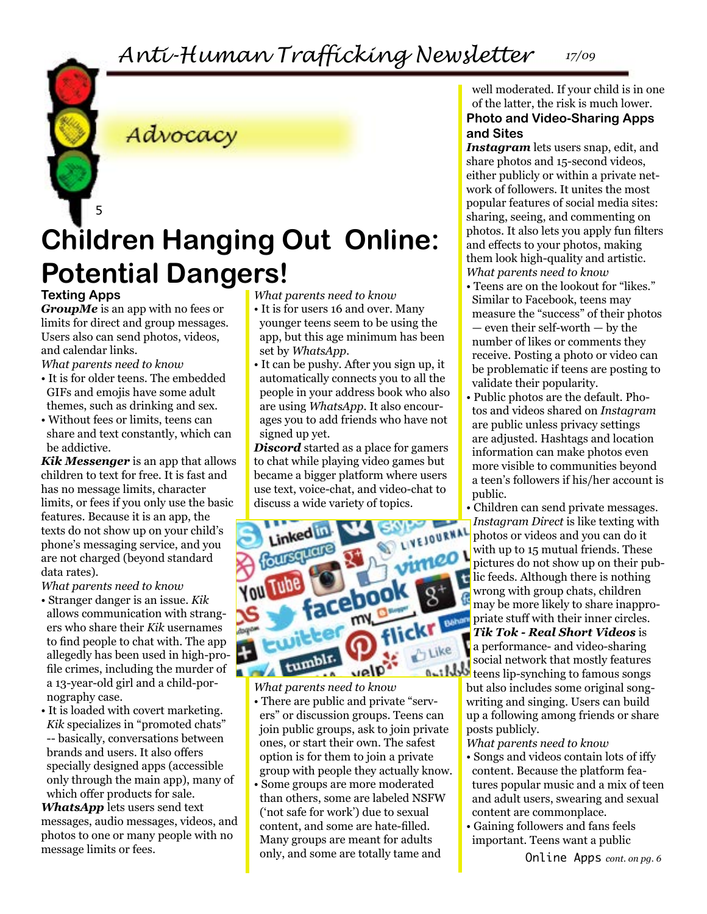# Advocacy

# Children Hanging Out Online: Potential Dangers!

### Texting Apps

***GroupMe*** is an app with no fees or limits for direct and group messages. Users also can send photos, videos, and calendar links.

*What parents need to know*

- It is for older teens. The embedded GIFs and emojis have some adult themes, such as drinking and sex.
- Without fees or limits, teens can share and text constantly, which can be addictive.

***Kik Messenger*** is an app that allows children to text for free. It is fast and has no message limits, character limits, or fees if you only use the basic features. Because it is an app, the texts do not show up on your child's phone's messaging service, and you are not charged (beyond standard data rates).

*What parents need to know*

- Stranger danger is an issue. *Kik* allows communication with strangers who share their *Kik* usernames to find people to chat with. The app allegedly has been used in high-profile crimes, including the murder of a 13-year-old girl and a child-pornography case.
- It is loaded with covert marketing. *Kik* specializes in "promoted chats" -- basically, conversations between brands and users. It also offers specially designed apps (accessible only through the main app), many of which offer products for sale.

***WhatsApp*** lets users send text messages, audio messages, videos, and photos to one or many people with no message limits or fees.

*What parents need to know*

- It is for users 16 and over. Many younger teens seem to be using the app, but this age minimum has been set by *WhatsApp*.
- It can be pushy. After you sign up, it automatically connects you to all the people in your address book who also are using *WhatsApp*. It also encourages you to add friends who have not signed up yet.

***Discord*** started as a place for gamers to chat while playing video games but became a bigger platform where users use text, voice-chat, and video-chat to discuss a wide variety of topics.

*What parents need to know*

- There are public and private "servers" or discussion groups. Teens can join public groups, ask to join private ones, or start their own. The safest option is for them to join a private group with people they actually know.
- Some groups are more moderated than others, some are labeled NSFW ('not safe for work') due to sexual content, and some are hate-filled. Many groups are meant for adults only, and some are totally tame and well moderated. If your child is in one of the latter, the risk is much lower.

### Photo and Video-Sharing Apps and Sites

***Instagram*** lets users snap, edit, and share photos and 15-second videos, either publicly or within a private network of followers. It unites the most popular features of social media sites: sharing, seeing, and commenting on photos. It also lets you apply fun filters and effects to your photos, making them look high-quality and artistic.

*What parents need to know*

- Teens are on the lookout for "likes." Similar to Facebook, teens may measure the "success" of their photos — even their self-worth — by the number of likes or comments they receive. Posting a photo or video can be problematic if teens are posting to validate their popularity.
- Public photos are the default. Photos and videos shared on *Instagram* are public unless privacy settings are adjusted. Hashtags and location information can make photos even more visible to communities beyond a teen's followers if his/her account is public.
- Children can send private messages. *Instagram Direct* is like texting with photos or videos and you can do it with up to 15 mutual friends. These pictures do not show up on their public feeds. Although there is nothing wrong with group chats, children may be more likely to share inappropriate stuff with their inner circles.

***Tik Tok - Real Short Videos*** is a performance- and video-sharing social network that mostly features teens lip-synching to famous songs but also includes some original songwriting and singing. Users can build up a following among friends or share posts publicly.

*What parents need to know*

- Songs and videos contain lots of iffy content. Because the platform features popular music and a mix of teen and adult users, swearing and sexual content are commonplace.
- Gaining followers and fans feels important. Teens want a public

Online Apps *cont. on pg. 6*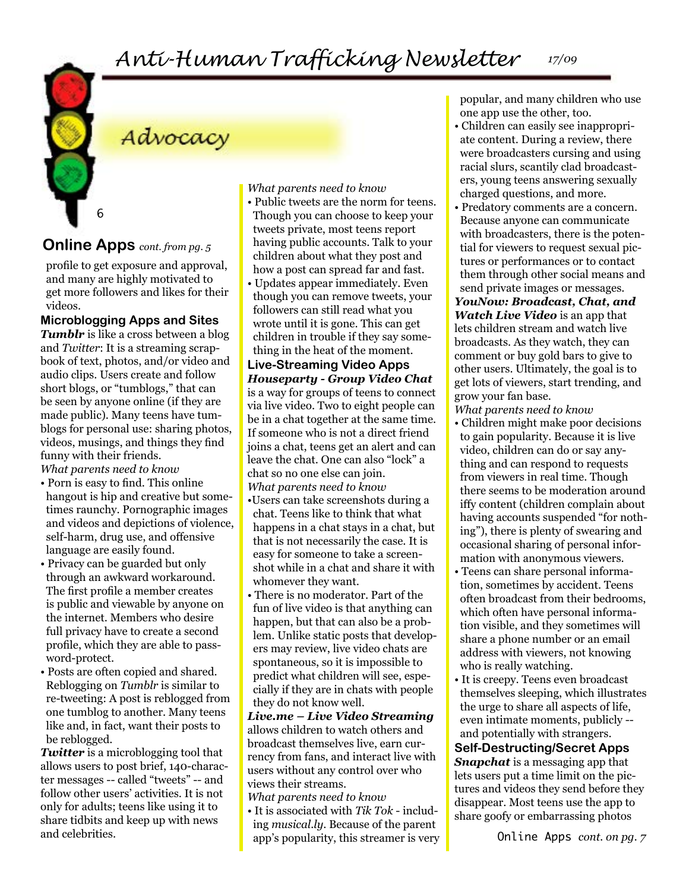## Advocacy

### Online Apps *cont. from pg. 5*

profile to get exposure and approval, and many are highly motivated to get more followers and likes for their videos.

#### Microblogging Apps and Sites

***Tumblr*** is like a cross between a blog and *Twitter*: It is a streaming scrapbook of text, photos, and/or video and audio clips. Users create and follow short blogs, or "tumblogs," that can be seen by anyone online (if they are made public). Many teens have tumblogs for personal use: sharing photos, videos, musings, and things they find funny with their friends.

*What parents need to know*

- Porn is easy to find. This online hangout is hip and creative but sometimes raunchy. Pornographic images and videos and depictions of violence, self-harm, drug use, and offensive language are easily found.
- Privacy can be guarded but only through an awkward workaround. The first profile a member creates is public and viewable by anyone on the internet. Members who desire full privacy have to create a second profile, which they are able to password-protect.
- Posts are often copied and shared. Reblogging on *Tumblr* is similar to re-tweeting: A post is reblogged from one tumblog to another. Many teens like and, in fact, want their posts to be reblogged.

***Twitter*** is a microblogging tool that allows users to post brief, 140-character messages -- called "tweets" -- and follow other users' activities. It is not only for adults; teens like using it to share tidbits and keep up with news and celebrities.

*What parents need to know*

- Public tweets are the norm for teens. Though you can choose to keep your tweets private, most teens report having public accounts. Talk to your children about what they post and how a post can spread far and fast.
- Updates appear immediately. Even though you can remove tweets, your followers can still read what you wrote until it is gone. This can get children in trouble if they say something in the heat of the moment.

#### Live-Streaming Video Apps

***Houseparty - Group Video Chat*** is a way for groups of teens to connect via live video. Two to eight people can be in a chat together at the same time. If someone who is not a direct friend joins a chat, teens get an alert and can leave the chat. One can also "lock" a chat so no one else can join.

*What parents need to know*

- Users can take screenshots during a chat. Teens like to think that what happens in a chat stays in a chat, but that is not necessarily the case. It is easy for someone to take a screenshot while in a chat and share it with whomever they want.
- There is no moderator. Part of the fun of live video is that anything can happen, but that can also be a problem. Unlike static posts that developers may review, live video chats are spontaneous, so it is impossible to predict what children will see, especially if they are in chats with people they do not know well.

***Live.me – Live Video Streaming*** allows children to watch others and broadcast themselves live, earn currency from fans, and interact live with users without any control over who views their streams.

*What parents need to know*

- It is associated with *Tik Tok* - including *musical.ly*. Because of the parent app's popularity, this streamer is very popular, and many children who use one app use the other, too.
- Children can easily see inappropriate content. During a review, there were broadcasters cursing and using racial slurs, scantily clad broadcasters, young teens answering sexually charged questions, and more.
- Predatory comments are a concern. Because anyone can communicate with broadcasters, there is the potential for viewers to request sexual pictures or performances or to contact them through other social means and send private images or messages.

***YouNow: Broadcast, Chat, and Watch Live Video*** is an app that lets children stream and watch live broadcasts. As they watch, they can comment or buy gold bars to give to other users. Ultimately, the goal is to get lots of viewers, start trending, and grow your fan base.

*What parents need to know*

- Children might make poor decisions to gain popularity. Because it is live video, children can do or say anything and can respond to requests from viewers in real time. Though there seems to be moderation around iffy content (children complain about having accounts suspended "for nothing"), there is plenty of swearing and occasional sharing of personal information with anonymous viewers.
- Teens can share personal information, sometimes by accident. Teens often broadcast from their bedrooms, which often have personal information visible, and they sometimes will share a phone number or an email address with viewers, not knowing who is really watching.
- It is creepy. Teens even broadcast themselves sleeping, which illustrates the urge to share all aspects of life, even intimate moments, publicly -- and potentially with strangers.

#### Self-Destructing/Secret Apps

***Snapchat*** is a messaging app that lets users put a time limit on the pictures and videos they send before they disappear. Most teens use the app to share goofy or embarrassing photos

Online Apps *cont. on pg. 7*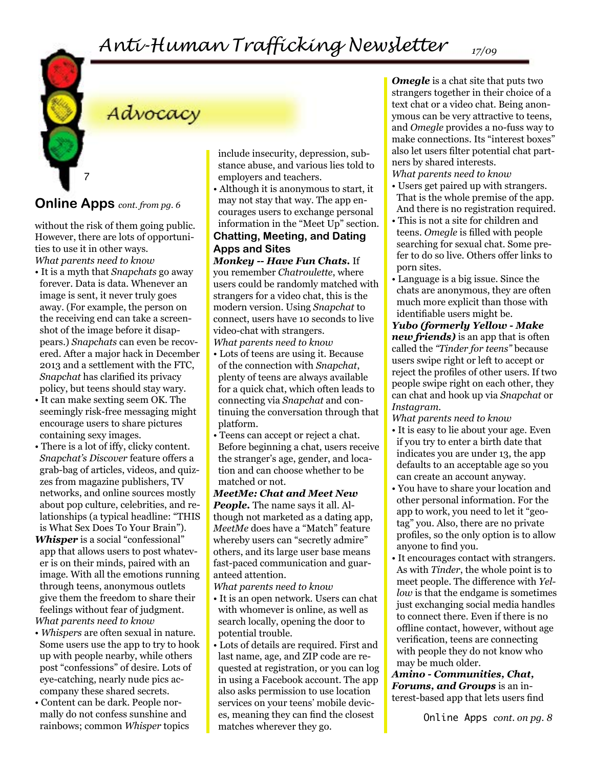# Advocacy

## Online Apps *cont. from pg. 6*

without the risk of them going public. However, there are lots of opportunities to use it in other ways.

*What parents need to know*

- It is a myth that *Snapchats* go away forever. Data is data. Whenever an image is sent, it never truly goes away. (For example, the person on the receiving end can take a screenshot of the image before it disappears.) *Snapchats* can even be recovered. After a major hack in December 2013 and a settlement with the FTC, *Snapchat* has clarified its privacy policy, but teens should stay wary.
- It can make sexting seem OK. The seemingly risk-free messaging might encourage users to share pictures containing sexy images.
- There is a lot of iffy, clicky content. *Snapchat's Discover* feature offers a grab-bag of articles, videos, and quizzes from magazine publishers, TV networks, and online sources mostly about pop culture, celebrities, and relationships (a typical headline: "THIS is What Sex Does To Your Brain").

***Whisper*** is a social "confessional" app that allows users to post whatever is on their minds, paired with an image. With all the emotions running through teens, anonymous outlets give them the freedom to share their feelings without fear of judgment.

*What parents need to know*

- *Whispers* are often sexual in nature. Some users use the app to try to hook up with people nearby, while others post "confessions" of desire. Lots of eye-catching, nearly nude pics accompany these shared secrets.
- Content can be dark. People normally do not confess sunshine and rainbows; common *Whisper* topics include insecurity, depression, substance abuse, and various lies told to employers and teachers.
- Although it is anonymous to start, it may not stay that way. The app encourages users to exchange personal information in the "Meet Up" section.

### Chatting, Meeting, and Dating Apps and Sites

***Monkey -- Have Fun Chats.*** If you remember *Chatroulette*, where users could be randomly matched with strangers for a video chat, this is the modern version. Using *Snapchat* to connect, users have 10 seconds to live video-chat with strangers.

*What parents need to know*

- Lots of teens are using it. Because of the connection with *Snapchat*, plenty of teens are always available for a quick chat, which often leads to connecting via *Snapchat* and continuing the conversation through that platform.
- Teens can accept or reject a chat. Before beginning a chat, users receive the stranger's age, gender, and location and can choose whether to be matched or not.

***MeetMe: Chat and Meet New People.*** The name says it all. Although not marketed as a dating app, *MeetMe* does have a "Match" feature whereby users can "secretly admire" others, and its large user base means fast-paced communication and guaranteed attention.

*What parents need to know*

- It is an open network. Users can chat with whomever is online, as well as search locally, opening the door to potential trouble.
- Lots of details are required. First and last name, age, and ZIP code are requested at registration, or you can log in using a Facebook account. The app also asks permission to use location services on your teens' mobile devices, meaning they can find the closest matches wherever they go.

***Omegle*** is a chat site that puts two strangers together in their choice of a text chat or a video chat. Being anonymous can be very attractive to teens, and *Omegle* provides a no-fuss way to make connections. Its "interest boxes" also let users filter potential chat partners by shared interests.

*What parents need to know*

- Users get paired up with strangers. That is the whole premise of the app. And there is no registration required.
- This is not a site for children and teens. *Omegle* is filled with people searching for sexual chat. Some prefer to do so live. Others offer links to porn sites.
- Language is a big issue. Since the chats are anonymous, they are often much more explicit than those with identifiable users might be.

***Yubo (formerly Yellow - Make new friends)*** is an app that is often called the *"Tinder for teens"* because users swipe right or left to accept or reject the profiles of other users. If two people swipe right on each other, they can chat and hook up via *Snapchat* or *Instagram*.

*What parents need to know*

- It is easy to lie about your age. Even if you try to enter a birth date that indicates you are under 13, the app defaults to an acceptable age so you can create an account anyway.
- You have to share your location and other personal information. For the app to work, you need to let it "geotag" you. Also, there are no private profiles, so the only option is to allow anyone to find you.
- It encourages contact with strangers. As with *Tinder*, the whole point is to meet people. The difference with *Yellow* is that the endgame is sometimes just exchanging social media handles to connect there. Even if there is no offline contact, however, without age verification, teens are connecting with people they do not know who may be much older.

***Amino - Communities, Chat, Forums, and Groups*** is an interest-based app that lets users find

Online Apps *cont. on pg. 8*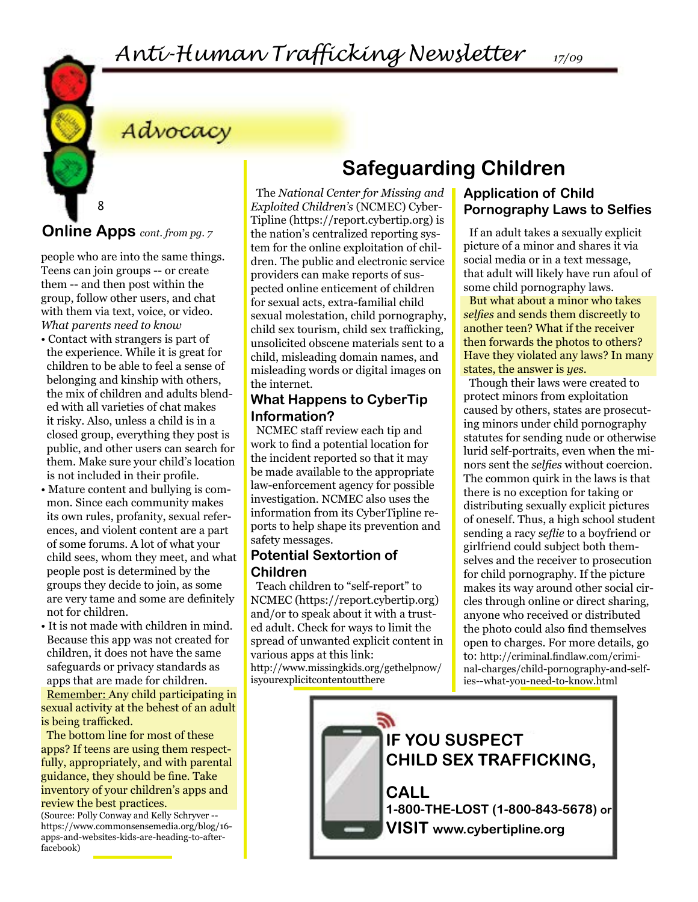## Advocacy

### Online Apps *cont. from pg. 7*

people who are into the same things. Teens can join groups -- or create them -- and then post within the group, follow other users, and chat with them via text, voice, or video.

*What parents need to know*

- Contact with strangers is part of the experience. While it is great for children to be able to feel a sense of belonging and kinship with others, the mix of children and adults blended with all varieties of chat makes it risky. Also, unless a child is in a closed group, everything they post is public, and other users can search for them. Make sure your child's location is not included in their profile.
- Mature content and bullying is common. Since each community makes its own rules, profanity, sexual references, and violent content are a part of some forums. A lot of what your child sees, whom they meet, and what people post is determined by the groups they decide to join, as some are very tame and some are definitely not for children.
- It is not made with children in mind. Because this app was not created for children, it does not have the same safeguards or privacy standards as apps that are made for children.

Remember: Any child participating in sexual activity at the behest of an adult is being trafficked.

The bottom line for most of these apps? If teens are using them respectfully, appropriately, and with parental guidance, they should be fine. Take inventory of your children's apps and review the best practices.

(Source: Polly Conway and Kelly Schryver -- https://www.commonsensemedia.org/blog/16-apps-and-websites-kids-are-heading-to-after-facebook)

# Safeguarding Children

The *National Center for Missing and Exploited Children's* (NCMEC) CyberTipline (https://report.cybertip.org) is the nation's centralized reporting system for the online exploitation of children. The public and electronic service providers can make reports of suspected online enticement of children for sexual acts, extra-familial child sexual molestation, child pornography, child sex tourism, child sex trafficking, unsolicited obscene materials sent to a child, misleading domain names, and misleading words or digital images on the internet.

### What Happens to CyberTip Information?

NCMEC staff review each tip and work to find a potential location for the incident reported so that it may be made available to the appropriate law-enforcement agency for possible investigation. NCMEC also uses the information from its CyberTipline reports to help shape its prevention and safety messages.

### Potential Sextortion of Children

Teach children to "self-report" to NCMEC (https://report.cybertip.org) and/or to speak about it with a trusted adult. Check for ways to limit the spread of unwanted explicit content in various apps at this link: http://www.missingkids.org/gethelpnow/isyourexplicitcontentoutthere

### Application of Child Pornography Laws to Selfies

If an adult takes a sexually explicit picture of a minor and shares it via social media or in a text message, that adult will likely have run afoul of some child pornography laws.

But what about a minor who takes *selfies* and sends them discreetly to another teen? What if the receiver then forwards the photos to others? Have they violated any laws? In many states, the answer is *yes*.

Though their laws were created to protect minors from exploitation caused by others, states are prosecuting minors under child pornography statutes for sending nude or otherwise lurid self-portraits, even when the minors sent the *selfies* without coercion. The common quirk in the laws is that there is no exception for taking or distributing sexually explicit pictures of oneself. Thus, a high school student sending a racy *seflie* to a boyfriend or girlfriend could subject both themselves and the receiver to prosecution for child pornography. If the picture makes its way around other social circles through online or direct sharing, anyone who received or distributed the photo could also find themselves open to charges. For more details, go to: http://criminal.findlaw.com/criminal-charges/child-pornography-and-selfies--what-you-need-to-know.html

**IF YOU SUSPECT CHILD SEX TRAFFICKING,**

**CALL 1-800-THE-LOST (1-800-843-5678)** or

**VISIT www.cybertipline.org**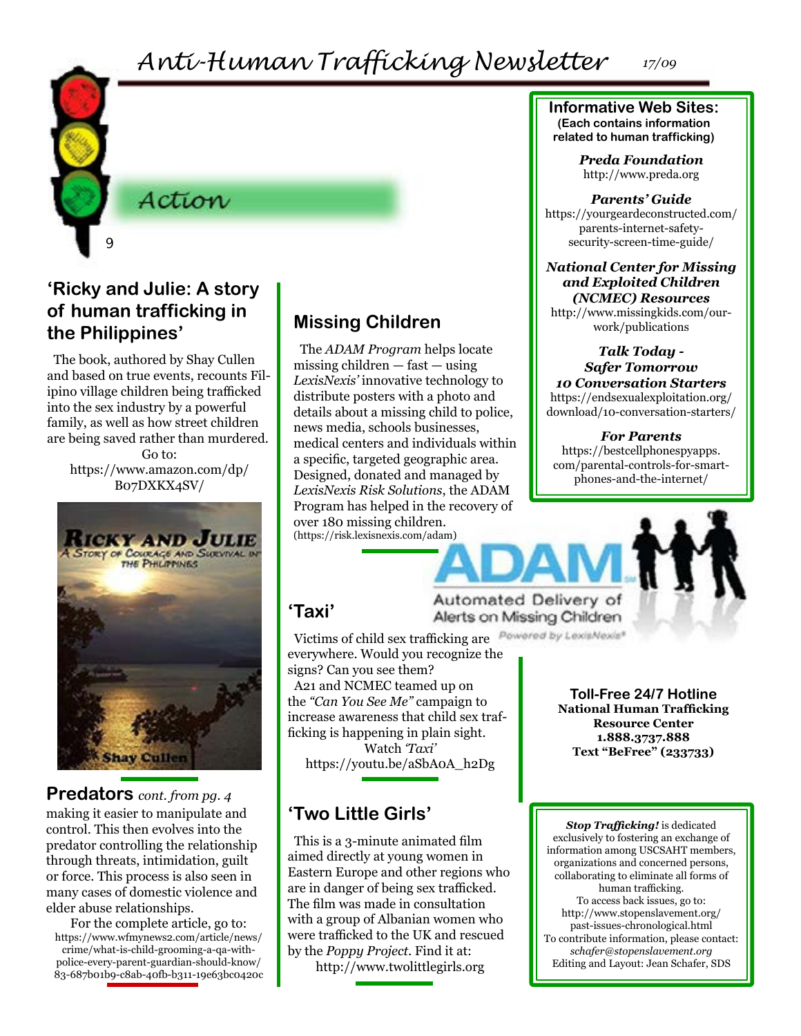# Anti-Human Trafficking Newsletter

17/09

Action

## 'Ricky and Julie: A story of human trafficking in the Philippines'

The book, authored by Shay Cullen and based on true events, recounts Filipino village children being trafficked into the sex industry by a powerful family, as well as how street children are being saved rather than murdered.

Go to:
https://www.amazon.com/dp/B07DXKX4SV/

RICKY AND JULIE
A Story of Courage and Survival in the Philippines
Shay Cullen

## Predators *cont. from pg. 4*

making it easier to manipulate and control. This then evolves into the predator controlling the relationship through threats, intimidation, guilt or force. This process is also seen in many cases of domestic violence and elder abuse relationships.

For the complete article, go to:
https://www.wfmynews2.com/article/news/crime/what-is-child-grooming-a-qa-with-police-every-parent-guardian-should-know/83-687b01b9-c8ab-40fb-b311-19e63bc0420c

## Missing Children

The *ADAM Program* helps locate missing children — fast — using *LexisNexis'* innovative technology to distribute posters with a photo and details about a missing child to police, news media, schools businesses, medical centers and individuals within a specific, targeted geographic area. Designed, donated and managed by *LexisNexis Risk Solutions*, the ADAM Program has helped in the recovery of over 180 missing children.
(https://risk.lexisnexis.com/adam)

ADAM
Automated Delivery of Alerts on Missing Children
Powered by LexisNexis

## 'Taxi'

Victims of child sex trafficking are everywhere. Would you recognize the signs? Can you see them?

A21 and NCMEC teamed up on the *"Can You See Me"* campaign to increase awareness that child sex trafficking is happening in plain sight.

Watch *'Taxi'*
https://youtu.be/aSbA0A_h2Dg

## 'Two Little Girls'

This is a 3-minute animated film aimed directly at young women in Eastern Europe and other regions who are in danger of being sex trafficked. The film was made in consultation with a group of Albanian women who were trafficked to the UK and rescued by the *Poppy Project*. Find it at:
http://www.twolittlegirls.org

### Informative Web Sites:
**(Each contains information related to human trafficking)**

***Preda Foundation***
http://www.preda.org

***Parents' Guide***
https://yourgeardeconstructed.com/parents-internet-safety-security-screen-time-guide/

***National Center for Missing and Exploited Children (NCMEC) Resources***
http://www.missingkids.com/our-work/publications

***Talk Today - Safer Tomorrow 10 Conversation Starters***
https://endsexualexploitation.org/download/10-conversation-starters/

***For Parents***
https://bestcellphonespyapps.com/parental-controls-for-smart-phones-and-the-internet/

### Toll-Free 24/7 Hotline
**National Human Trafficking Resource Center**
**1.888.3737.888**
**Text "BeFree" (233733)**

***Stop Trafficking!*** is dedicated exclusively to fostering an exchange of information among USCSAHT members, organizations and concerned persons, collaborating to eliminate all forms of human trafficking.

To access back issues, go to:
http://www.stopenslavement.org/past-issues-chronological.html

To contribute information, please contact:
*schafer@stopenslavement.org*

Editing and Layout: Jean Schafer, SDS